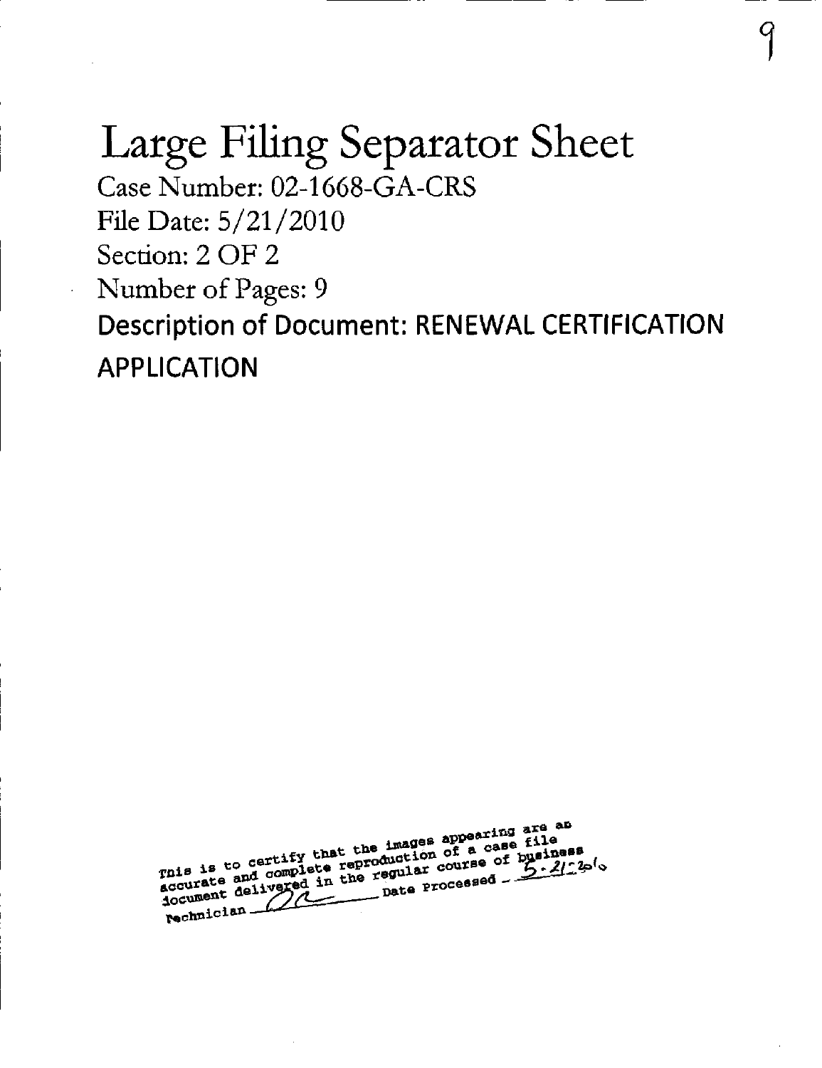# Large Filing Separator Sheet

Case Number: 02-1668-GA-CRS

File Date: 5/21/2010

Section: 2 OF 2

Number of Pages: 9

**Description of Document: RENEWAL CERTIFICATION APPLICATION**

This is to certify that the images appearing are an accurate and complete reproduction of a case file document delivered in the regular course of business Technician ___ Date Processed 5-21-2010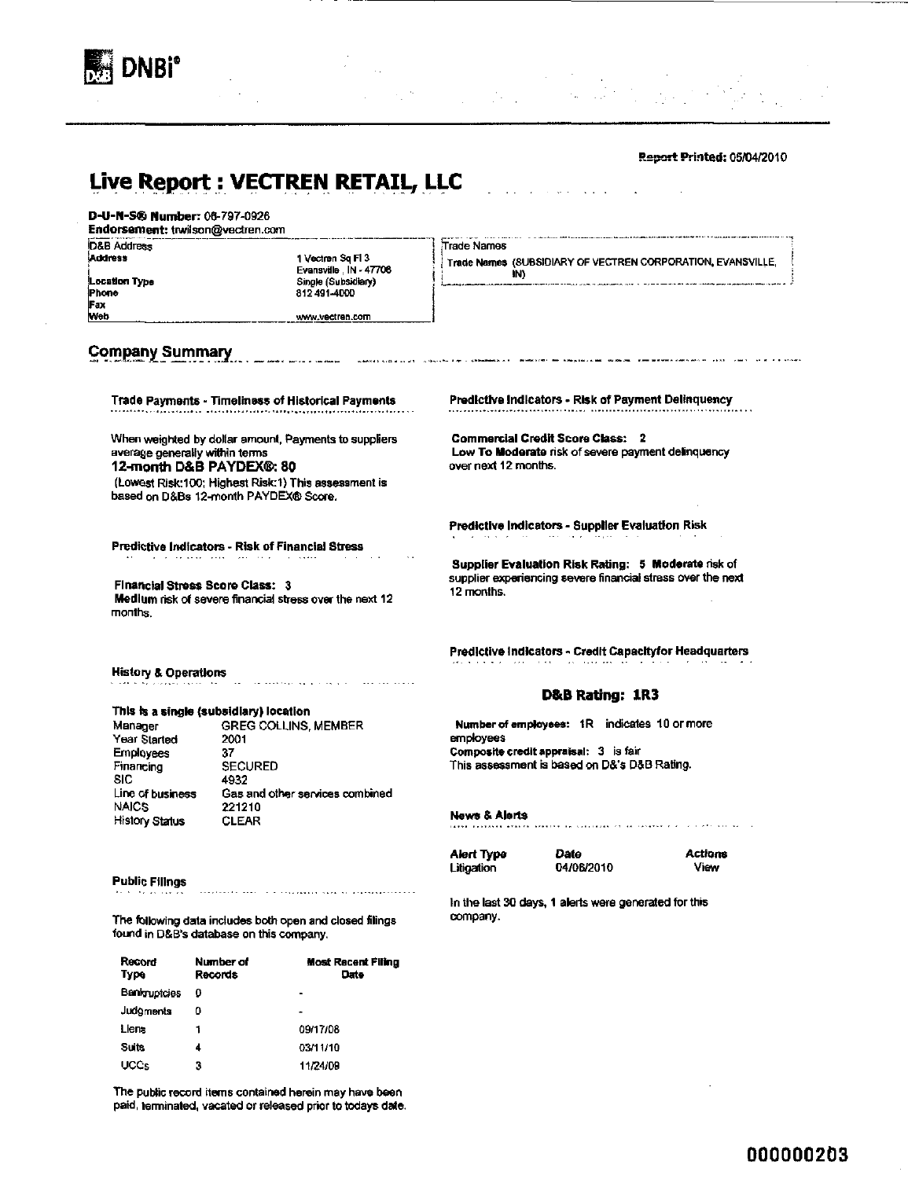DNBi®

Report Printed: 05/04/2010

# Live Report : VECTREN RETAIL, LLC

**D-U-N-S® Number:** 06-797-0926
**Endorsement:** trwilson@vectren.com

| D&B Address | |
|---|---|
| Address | 1 Vectren Sq Fl 3 Evansville , IN - 47708 |
| Location Type | Single (Subsidiary) |
| Phone | 812 491-4000 |
| Fax | |
| Web | www.vectren.com |

| Trade Names | |
|---|---|
| Trade Names | (SUBSIDIARY OF VECTREN CORPORATION, EVANSVILLE, IN) |

## Company Summary

### Trade Payments - Timeliness of Historical Payments

When weighted by dollar amount, Payments to suppliers average generally within terms

**12-month D&B PAYDEX®: 80**

(Lowest Risk:100; Highest Risk:1) This assessment is based on D&Bs 12-month PAYDEX® Score.

### Predictive Indicators - Risk of Financial Stress

**Financial Stress Score Class: 3**

**Medium** risk of severe financial stress over the next 12 months.

### History & Operations

**This is a single (subsidiary) location**

| | |
|---|---|
| Manager | GREG COLLINS, MEMBER |
| Year Started | 2001 |
| Employees | 37 |
| Financing | SECURED |
| SIC | 4932 |
| Line of business | Gas and other services combined |
| NAICS | 221210 |
| History Status | CLEAR |

### Public Filings

The following data includes both open and closed filings found in D&B's database on this company.

| Record Type | Number of Records | Most Recent Filing Date |
|---|---|---|
| Bankruptcies | 0 | - |
| Judgments | 0 | - |
| Liens | 1 | 09/17/08 |
| Suits | 4 | 03/11/10 |
| UCCs | 3 | 11/24/09 |

The public record items contained herein may have been paid, terminated, vacated or released prior to todays date.

### Predictive Indicators - Risk of Payment Delinquency

**Commercial Credit Score Class: 2**

**Low To Moderate** risk of severe payment delinquency over next 12 months.

### Predictive Indicators - Supplier Evaluation Risk

**Supplier Evaluation Risk Rating: 5 Moderate** risk of supplier experiencing severe financial stress over the next 12 months.

### Predictive Indicators - Credit Capacityfor Headquarters

**D&B Rating: 1R3**

**Number of employees: 1R** indicates 10 or more employees
**Composite credit appraisal: 3** is fair
This assessment is based on D&'s D&B Rating.

### News & Alerts

| Alert Type | Date | Actions |
|---|---|---|
| Litigation | 04/06/2010 | View |

In the last 30 days, 1 alerts were generated for this company.

000000203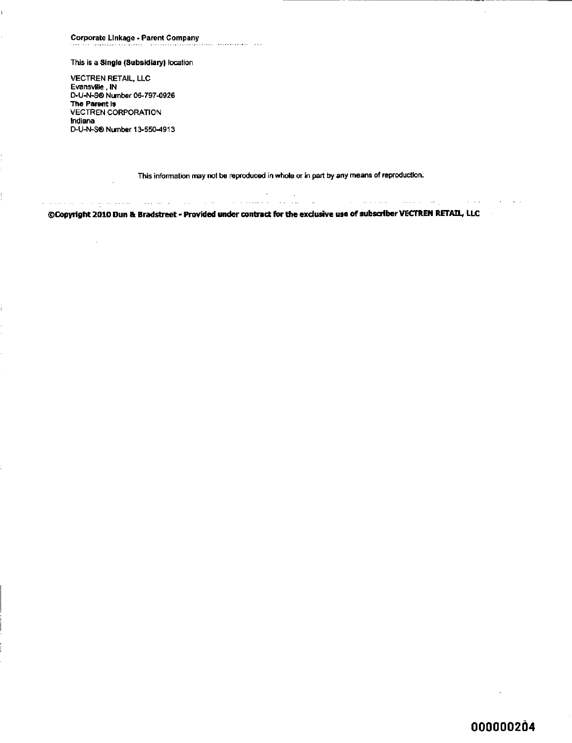## Corporate Linkage - Parent Company

This is a **Single (Subsidiary)** location

VECTREN RETAIL, LLC
Evansville , IN
D-U-N-S® Number 06-797-0926
**The Parent is**
VECTREN CORPORATION
Indiana
D-U-N-S® Number 13-550-4913

This information may not be reproduced in whole or in part by any means of reproduction.

**©Copyright 2010 Dun & Bradstreet - Provided under contract for the exclusive use of subscriber VECTREN RETAIL, LLC**

**000000204**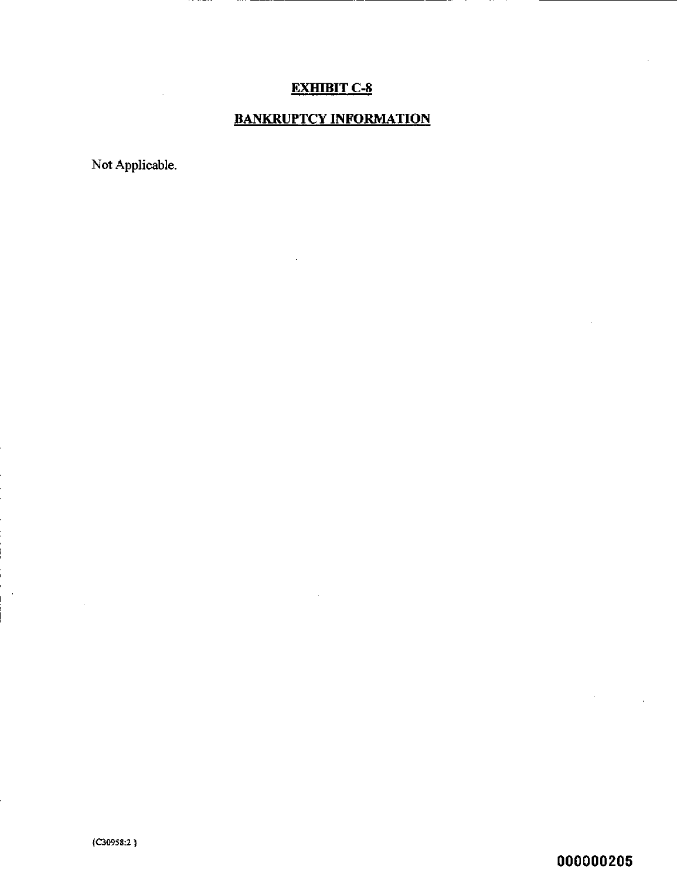# EXHIBIT C-8

## BANKRUPTCY INFORMATION

Not Applicable.

{C30958:2 }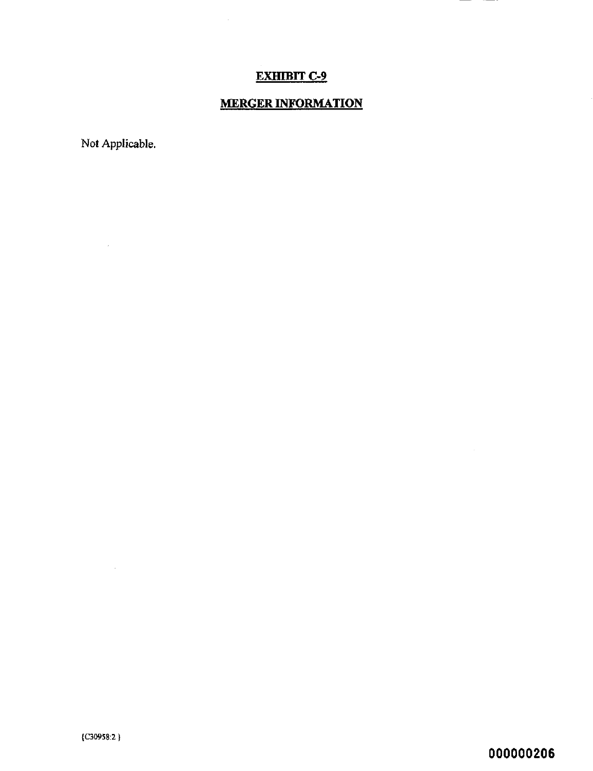# EXHIBIT C-9

## MERGER INFORMATION

Not Applicable.

{C30958:2 }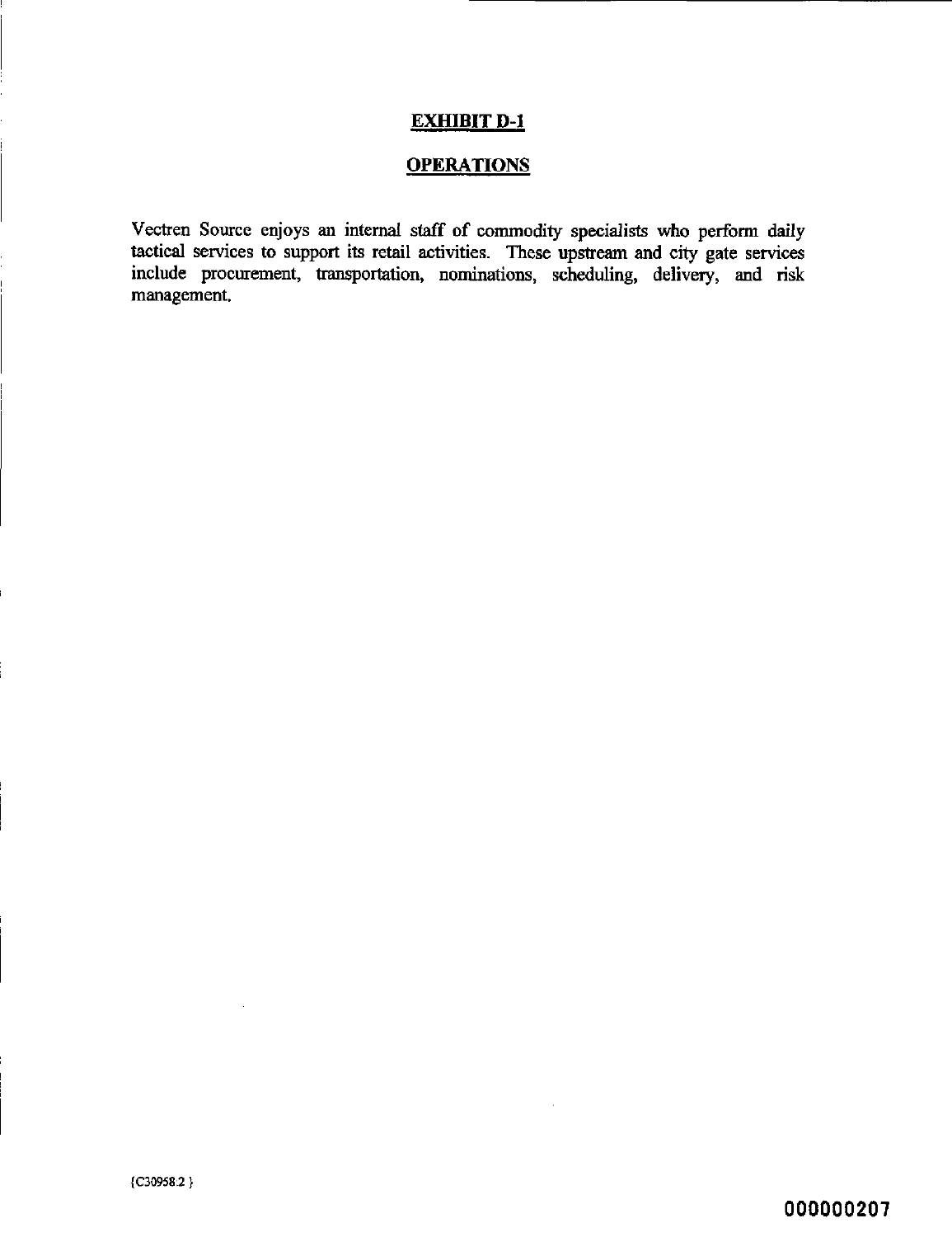## EXHIBIT D-1

## OPERATIONS

Vectren Source enjoys an internal staff of commodity specialists who perform daily tactical services to support its retail activities. These upstream and city gate services include procurement, transportation, nominations, scheduling, delivery, and risk management.

{C30958:2 }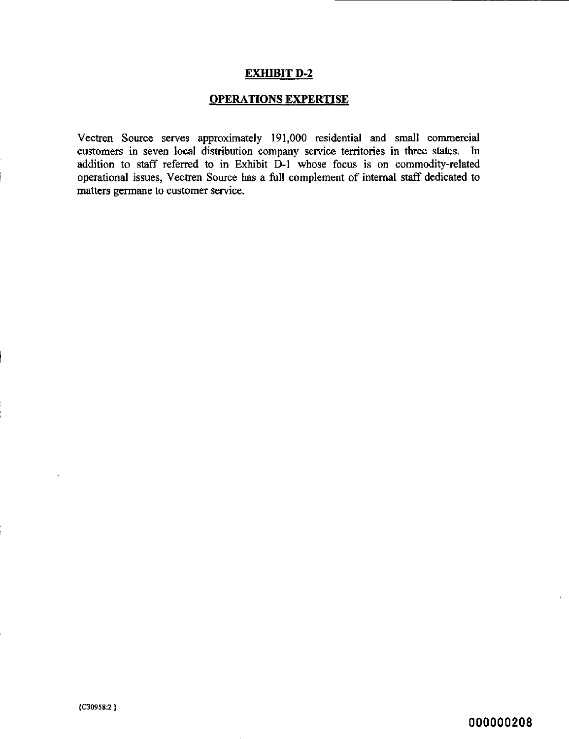# EXHIBIT D-2

## OPERATIONS EXPERTISE

Vectren Source serves approximately 191,000 residential and small commercial customers in seven local distribution company service territories in three states. In addition to staff referred to in Exhibit D-1 whose focus is on commodity-related operational issues, Vectren Source has a full complement of internal staff dedicated to matters germane to customer service.

{C30958:2 }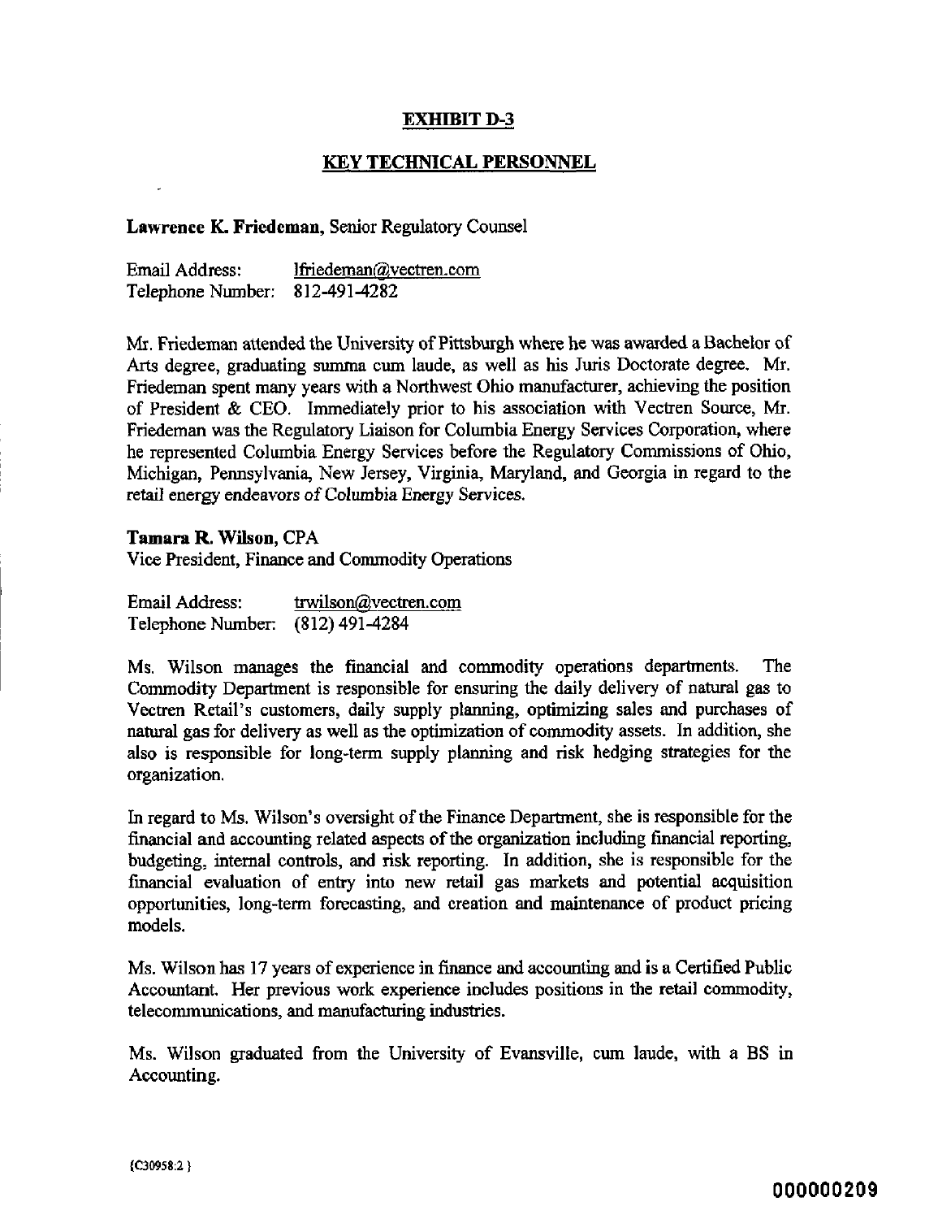## EXHIBIT D-3

## KEY TECHNICAL PERSONNEL

**Lawrence K. Friedeman**, Senior Regulatory Counsel

Email Address: lfriedeman@vectren.com
Telephone Number: 812-491-4282

Mr. Friedeman attended the University of Pittsburgh where he was awarded a Bachelor of Arts degree, graduating summa cum laude, as well as his Juris Doctorate degree. Mr. Friedeman spent many years with a Northwest Ohio manufacturer, achieving the position of President & CEO. Immediately prior to his association with Vectren Source, Mr. Friedeman was the Regulatory Liaison for Columbia Energy Services Corporation, where he represented Columbia Energy Services before the Regulatory Commissions of Ohio, Michigan, Pennsylvania, New Jersey, Virginia, Maryland, and Georgia in regard to the retail energy endeavors of Columbia Energy Services.

**Tamara R. Wilson**, CPA
Vice President, Finance and Commodity Operations

Email Address: trwilson@vectren.com
Telephone Number: (812) 491-4284

Ms. Wilson manages the financial and commodity operations departments. The Commodity Department is responsible for ensuring the daily delivery of natural gas to Vectren Retail's customers, daily supply planning, optimizing sales and purchases of natural gas for delivery as well as the optimization of commodity assets. In addition, she also is responsible for long-term supply planning and risk hedging strategies for the organization.

In regard to Ms. Wilson's oversight of the Finance Department, she is responsible for the financial and accounting related aspects of the organization including financial reporting, budgeting, internal controls, and risk reporting. In addition, she is responsible for the financial evaluation of entry into new retail gas markets and potential acquisition opportunities, long-term forecasting, and creation and maintenance of product pricing models.

Ms. Wilson has 17 years of experience in finance and accounting and is a Certified Public Accountant. Her previous work experience includes positions in the retail commodity, telecommunications, and manufacturing industries.

Ms. Wilson graduated from the University of Evansville, cum laude, with a BS in Accounting.

{C30958:2 }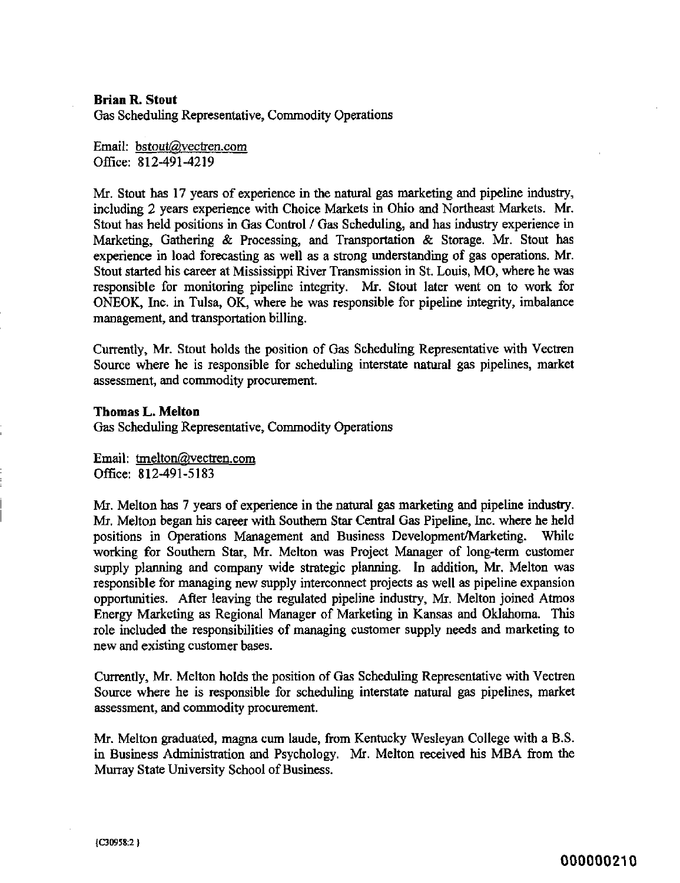**Brian R. Stout**
Gas Scheduling Representative, Commodity Operations

Email: bstout@vectren.com
Office: 812-491-4219

Mr. Stout has 17 years of experience in the natural gas marketing and pipeline industry, including 2 years experience with Choice Markets in Ohio and Northeast Markets. Mr. Stout has held positions in Gas Control / Gas Scheduling, and has industry experience in Marketing, Gathering & Processing, and Transportation & Storage. Mr. Stout has experience in load forecasting as well as a strong understanding of gas operations. Mr. Stout started his career at Mississippi River Transmission in St. Louis, MO, where he was responsible for monitoring pipeline integrity. Mr. Stout later went on to work for ONEOK, Inc. in Tulsa, OK, where he was responsible for pipeline integrity, imbalance management, and transportation billing.

Currently, Mr. Stout holds the position of Gas Scheduling Representative with Vectren Source where he is responsible for scheduling interstate natural gas pipelines, market assessment, and commodity procurement.

**Thomas L. Melton**
Gas Scheduling Representative, Commodity Operations

Email: tmelton@vectren.com
Office: 812-491-5183

Mr. Melton has 7 years of experience in the natural gas marketing and pipeline industry. Mr. Melton began his career with Southern Star Central Gas Pipeline, Inc. where he held positions in Operations Management and Business Development/Marketing. While working for Southern Star, Mr. Melton was Project Manager of long-term customer supply planning and company wide strategic planning. In addition, Mr. Melton was responsible for managing new supply interconnect projects as well as pipeline expansion opportunities. After leaving the regulated pipeline industry, Mr. Melton joined Atmos Energy Marketing as Regional Manager of Marketing in Kansas and Oklahoma. This role included the responsibilities of managing customer supply needs and marketing to new and existing customer bases.

Currently, Mr. Melton holds the position of Gas Scheduling Representative with Vectren Source where he is responsible for scheduling interstate natural gas pipelines, market assessment, and commodity procurement.

Mr. Melton graduated, magna cum laude, from Kentucky Wesleyan College with a B.S. in Business Administration and Psychology. Mr. Melton received his MBA from the Murray State University School of Business.

{C30958:2 }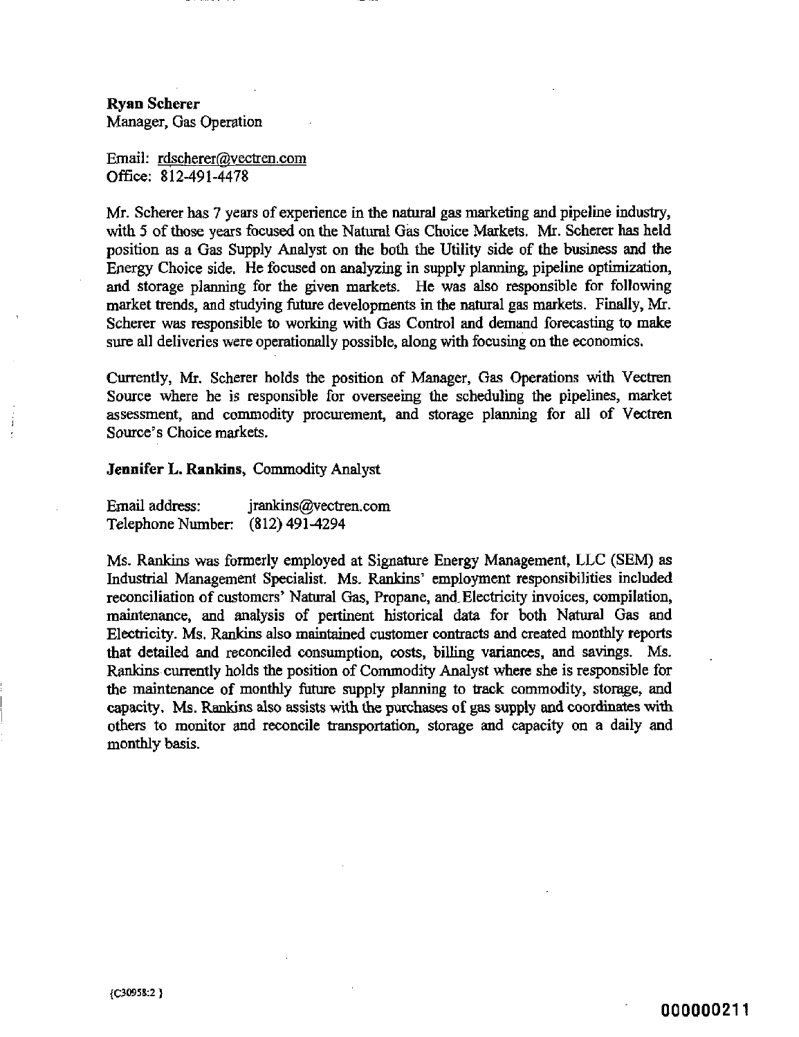**Ryan Scherer**
Manager, Gas Operation

Email: rdscherer@vectren.com
Office: 812-491-4478

Mr. Scherer has 7 years of experience in the natural gas marketing and pipeline industry, with 5 of those years focused on the Natural Gas Choice Markets. Mr. Scherer has held position as a Gas Supply Analyst on the both the Utility side of the business and the Energy Choice side. He focused on analyzing in supply planning, pipeline optimization, and storage planning for the given markets. He was also responsible for following market trends, and studying future developments in the natural gas markets. Finally, Mr. Scherer was responsible to working with Gas Control and demand forecasting to make sure all deliveries were operationally possible, along with focusing on the economics.

Currently, Mr. Scherer holds the position of Manager, Gas Operations with Vectren Source where he is responsible for overseeing the scheduling the pipelines, market assessment, and commodity procurement, and storage planning for all of Vectren Source's Choice markets.

**Jennifer L. Rankins**, Commodity Analyst

Email address: jrankins@vectren.com
Telephone Number: (812) 491-4294

Ms. Rankins was formerly employed at Signature Energy Management, LLC (SEM) as Industrial Management Specialist. Ms. Rankins' employment responsibilities included reconciliation of customers' Natural Gas, Propane, and Electricity invoices, compilation, maintenance, and analysis of pertinent historical data for both Natural Gas and Electricity. Ms. Rankins also maintained customer contracts and created monthly reports that detailed and reconciled consumption, costs, billing variances, and savings. Ms. Rankins currently holds the position of Commodity Analyst where she is responsible for the maintenance of monthly future supply planning to track commodity, storage, and capacity. Ms. Rankins also assists with the purchases of gas supply and coordinates with others to monitor and reconcile transportation, storage and capacity on a daily and monthly basis.

{C30958:2 }

000000211